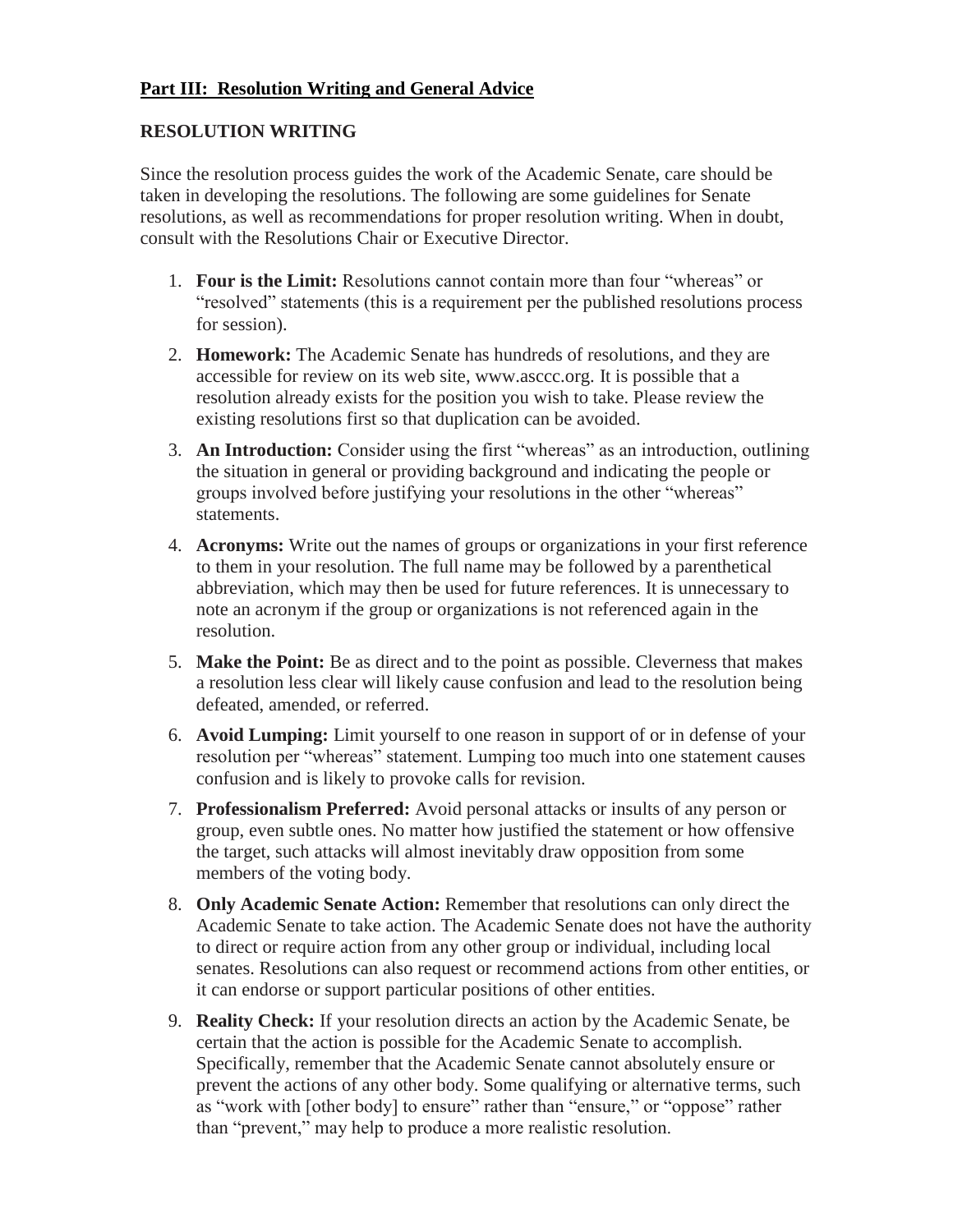## **Part III: Resolution Writing and General Advice**

### RESOLUTION WRITING

Since the resolution process guides the work of the Academic Senate, care should be taken in developing the resolutions. The following are some guidelines for Senate resolutions, as well as recommendations for proper resolution writing. When in doubt, consult with the Resolutions Chair or Executive Director.

1. **Four is the Limit:** Resolutions cannot contain more than four "whereas" or "resolved" statements (this is a requirement per the published resolutions process for session).
2. **Homework:** The Academic Senate has hundreds of resolutions, and they are accessible for review on its web site, www.asccc.org. It is possible that a resolution already exists for the position you wish to take. Please review the existing resolutions first so that duplication can be avoided.
3. **An Introduction:** Consider using the first "whereas" as an introduction, outlining the situation in general or providing background and indicating the people or groups involved before justifying your resolutions in the other "whereas" statements.
4. **Acronyms:** Write out the names of groups or organizations in your first reference to them in your resolution. The full name may be followed by a parenthetical abbreviation, which may then be used for future references. It is unnecessary to note an acronym if the group or organizations is not referenced again in the resolution.
5. **Make the Point:** Be as direct and to the point as possible. Cleverness that makes a resolution less clear will likely cause confusion and lead to the resolution being defeated, amended, or referred.
6. **Avoid Lumping:** Limit yourself to one reason in support of or in defense of your resolution per "whereas" statement. Lumping too much into one statement causes confusion and is likely to provoke calls for revision.
7. **Professionalism Preferred:** Avoid personal attacks or insults of any person or group, even subtle ones. No matter how justified the statement or how offensive the target, such attacks will almost inevitably draw opposition from some members of the voting body.
8. **Only Academic Senate Action:** Remember that resolutions can only direct the Academic Senate to take action. The Academic Senate does not have the authority to direct or require action from any other group or individual, including local senates. Resolutions can also request or recommend actions from other entities, or it can endorse or support particular positions of other entities.
9. **Reality Check:** If your resolution directs an action by the Academic Senate, be certain that the action is possible for the Academic Senate to accomplish. Specifically, remember that the Academic Senate cannot absolutely ensure or prevent the actions of any other body. Some qualifying or alternative terms, such as "work with [other body] to ensure" rather than "ensure," or "oppose" rather than "prevent," may help to produce a more realistic resolution.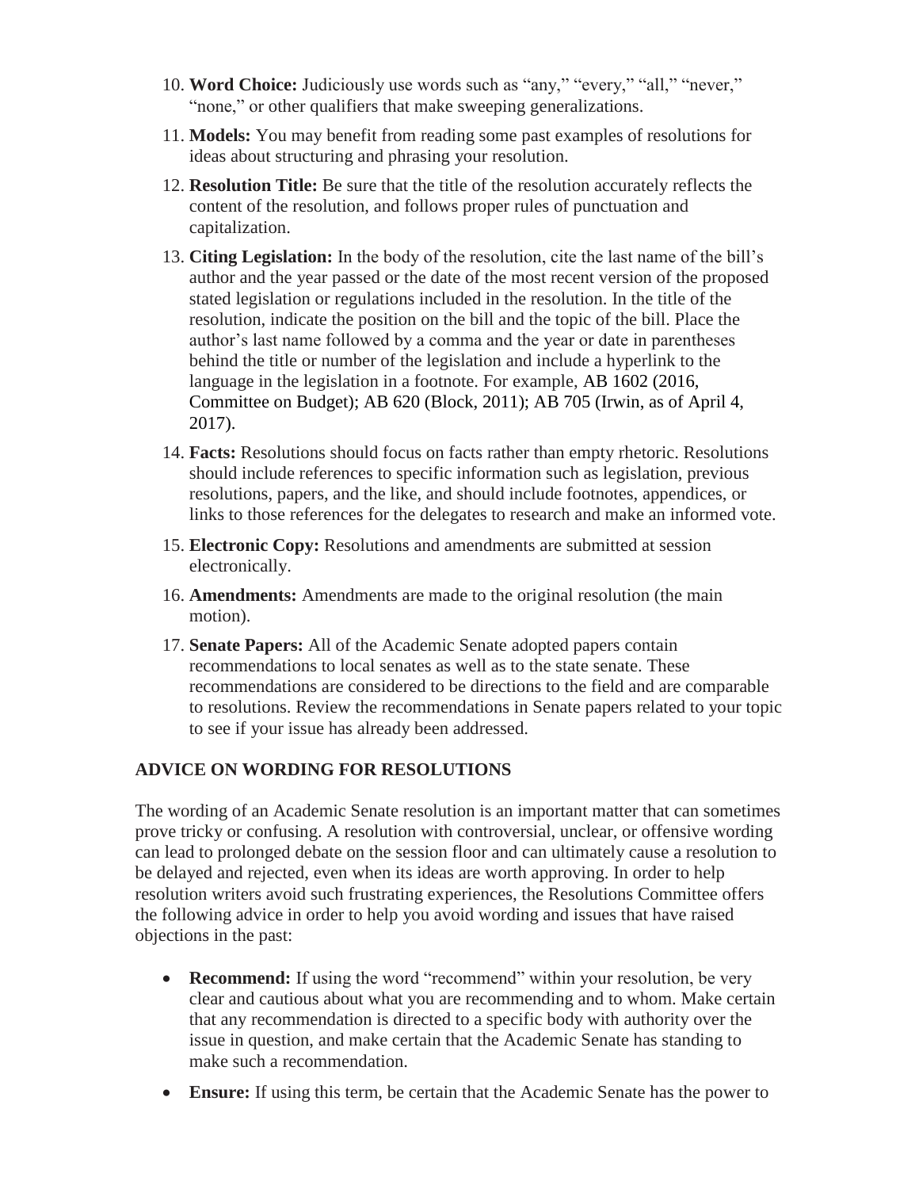10. **Word Choice:** Judiciously use words such as "any," "every," "all," "never," "none," or other qualifiers that make sweeping generalizations.
11. **Models:** You may benefit from reading some past examples of resolutions for ideas about structuring and phrasing your resolution.
12. **Resolution Title:** Be sure that the title of the resolution accurately reflects the content of the resolution, and follows proper rules of punctuation and capitalization.
13. **Citing Legislation:** In the body of the resolution, cite the last name of the bill's author and the year passed or the date of the most recent version of the proposed stated legislation or regulations included in the resolution. In the title of the resolution, indicate the position on the bill and the topic of the bill. Place the author's last name followed by a comma and the year or date in parentheses behind the title or number of the legislation and include a hyperlink to the language in the legislation in a footnote. For example, AB 1602 (2016, Committee on Budget); AB 620 (Block, 2011); AB 705 (Irwin, as of April 4, 2017).
14. **Facts:** Resolutions should focus on facts rather than empty rhetoric. Resolutions should include references to specific information such as legislation, previous resolutions, papers, and the like, and should include footnotes, appendices, or links to those references for the delegates to research and make an informed vote.
15. **Electronic Copy:** Resolutions and amendments are submitted at session electronically.
16. **Amendments:** Amendments are made to the original resolution (the main motion).
17. **Senate Papers:** All of the Academic Senate adopted papers contain recommendations to local senates as well as to the state senate. These recommendations are considered to be directions to the field and are comparable to resolutions. Review the recommendations in Senate papers related to your topic to see if your issue has already been addressed.

## ADVICE ON WORDING FOR RESOLUTIONS

The wording of an Academic Senate resolution is an important matter that can sometimes prove tricky or confusing. A resolution with controversial, unclear, or offensive wording can lead to prolonged debate on the session floor and can ultimately cause a resolution to be delayed and rejected, even when its ideas are worth approving. In order to help resolution writers avoid such frustrating experiences, the Resolutions Committee offers the following advice in order to help you avoid wording and issues that have raised objections in the past:

- **Recommend:** If using the word "recommend" within your resolution, be very clear and cautious about what you are recommending and to whom. Make certain that any recommendation is directed to a specific body with authority over the issue in question, and make certain that the Academic Senate has standing to make such a recommendation.
- **Ensure:** If using this term, be certain that the Academic Senate has the power to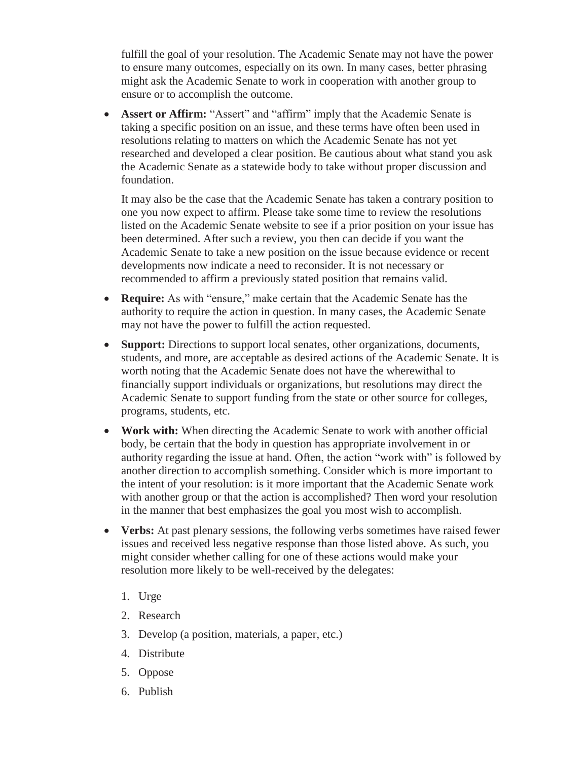fulfill the goal of your resolution. The Academic Senate may not have the power to ensure many outcomes, especially on its own. In many cases, better phrasing might ask the Academic Senate to work in cooperation with another group to ensure or to accomplish the outcome.

- **Assert or Affirm:** "Assert" and "affirm" imply that the Academic Senate is taking a specific position on an issue, and these terms have often been used in resolutions relating to matters on which the Academic Senate has not yet researched and developed a clear position. Be cautious about what stand you ask the Academic Senate as a statewide body to take without proper discussion and foundation.

  It may also be the case that the Academic Senate has taken a contrary position to one you now expect to affirm. Please take some time to review the resolutions listed on the Academic Senate website to see if a prior position on your issue has been determined. After such a review, you then can decide if you want the Academic Senate to take a new position on the issue because evidence or recent developments now indicate a need to reconsider. It is not necessary or recommended to affirm a previously stated position that remains valid.

- **Require:** As with "ensure," make certain that the Academic Senate has the authority to require the action in question. In many cases, the Academic Senate may not have the power to fulfill the action requested.

- **Support:** Directions to support local senates, other organizations, documents, students, and more, are acceptable as desired actions of the Academic Senate. It is worth noting that the Academic Senate does not have the wherewithal to financially support individuals or organizations, but resolutions may direct the Academic Senate to support funding from the state or other source for colleges, programs, students, etc.

- **Work with:** When directing the Academic Senate to work with another official body, be certain that the body in question has appropriate involvement in or authority regarding the issue at hand. Often, the action "work with" is followed by another direction to accomplish something. Consider which is more important to the intent of your resolution: is it more important that the Academic Senate work with another group or that the action is accomplished? Then word your resolution in the manner that best emphasizes the goal you most wish to accomplish.

- **Verbs:** At past plenary sessions, the following verbs sometimes have raised fewer issues and received less negative response than those listed above. As such, you might consider whether calling for one of these actions would make your resolution more likely to be well-received by the delegates:

  1. Urge
  2. Research
  3. Develop (a position, materials, a paper, etc.)
  4. Distribute
  5. Oppose
  6. Publish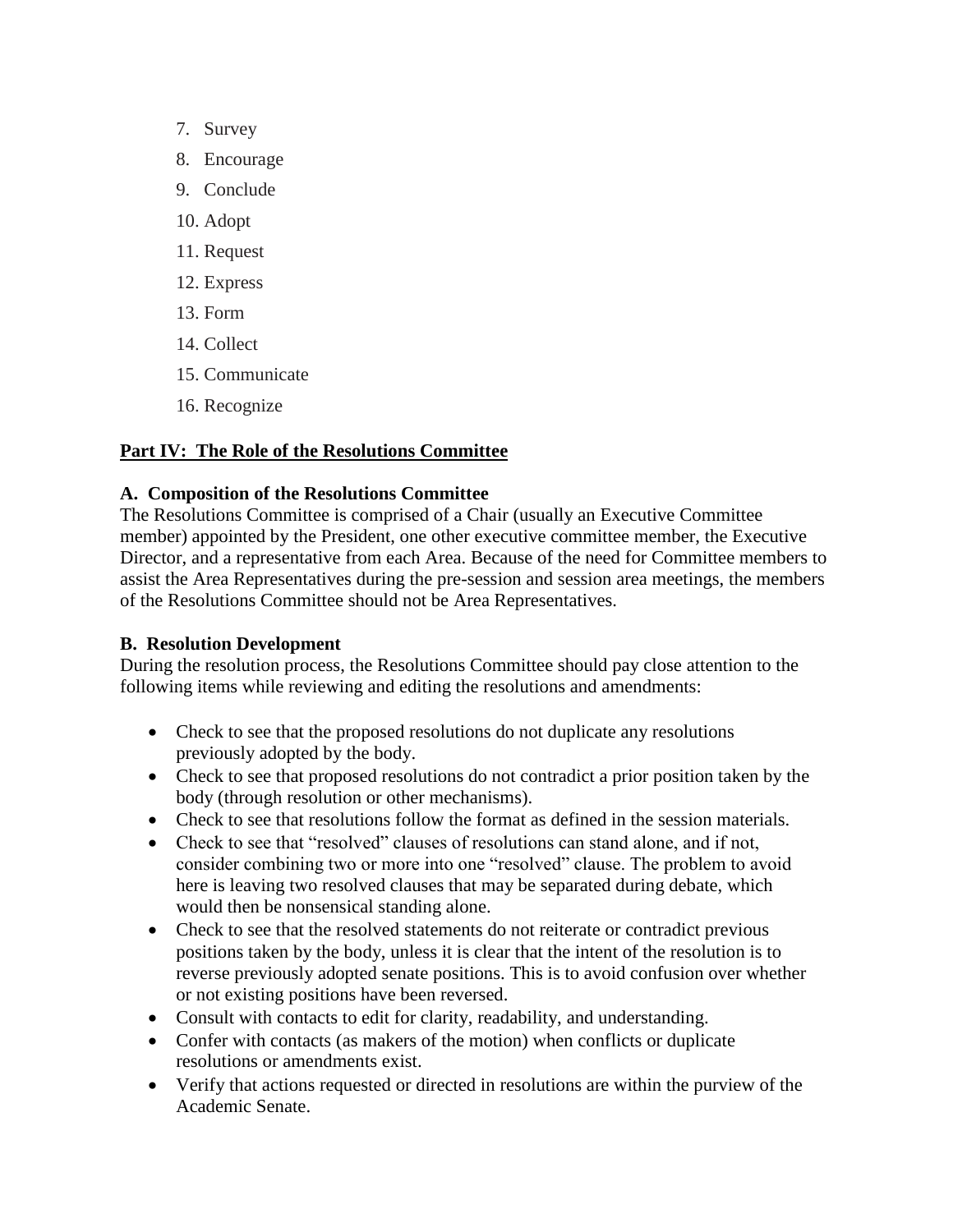7. Survey
8. Encourage
9. Conclude
10. Adopt
11. Request
12. Express
13. Form
14. Collect
15. Communicate
16. Recognize

## Part IV: The Role of the Resolutions Committee

### A. Composition of the Resolutions Committee

The Resolutions Committee is comprised of a Chair (usually an Executive Committee member) appointed by the President, one other executive committee member, the Executive Director, and a representative from each Area. Because of the need for Committee members to assist the Area Representatives during the pre-session and session area meetings, the members of the Resolutions Committee should not be Area Representatives.

### B. Resolution Development

During the resolution process, the Resolutions Committee should pay close attention to the following items while reviewing and editing the resolutions and amendments:

- Check to see that the proposed resolutions do not duplicate any resolutions previously adopted by the body.
- Check to see that proposed resolutions do not contradict a prior position taken by the body (through resolution or other mechanisms).
- Check to see that resolutions follow the format as defined in the session materials.
- Check to see that "resolved" clauses of resolutions can stand alone, and if not, consider combining two or more into one "resolved" clause. The problem to avoid here is leaving two resolved clauses that may be separated during debate, which would then be nonsensical standing alone.
- Check to see that the resolved statements do not reiterate or contradict previous positions taken by the body, unless it is clear that the intent of the resolution is to reverse previously adopted senate positions. This is to avoid confusion over whether or not existing positions have been reversed.
- Consult with contacts to edit for clarity, readability, and understanding.
- Confer with contacts (as makers of the motion) when conflicts or duplicate resolutions or amendments exist.
- Verify that actions requested or directed in resolutions are within the purview of the Academic Senate.